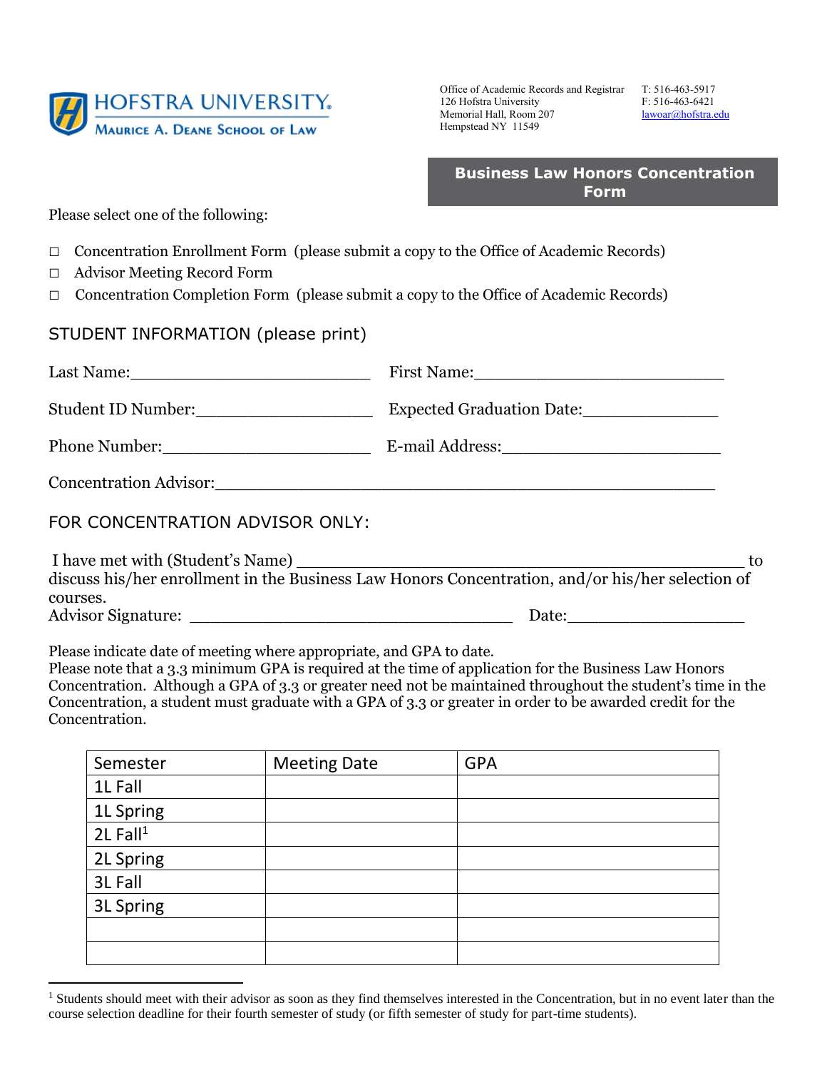HOFSTRA UNIVERSITY
MAURICE A. DEANE SCHOOL OF LAW

Office of Academic Records and Registrar
126 Hofstra University
Memorial Hall, Room 207
Hempstead NY 11549

T: 516-463-5917
F: 516-463-6421
lawoar@hofstra.edu

# Business Law Honors Concentration Form

Please select one of the following:

- ☐ Concentration Enrollment Form (please submit a copy to the Office of Academic Records)
- ☐ Advisor Meeting Record Form
- ☐ Concentration Completion Form (please submit a copy to the Office of Academic Records)

## STUDENT INFORMATION (please print)

Last Name:_________________________ First Name:___________________________

Student ID Number:__________________ Expected Graduation Date:______________

Phone Number:_____________________ E-mail Address:______________________

Concentration Advisor:___________________________________________________

## FOR CONCENTRATION ADVISOR ONLY:

I have met with (Student's Name) _______________________________________________ to discuss his/her enrollment in the Business Law Honors Concentration, and/or his/her selection of courses.

Advisor Signature: _________________________________ Date:__________________

Please indicate date of meeting where appropriate, and GPA to date.
Please note that a 3.3 minimum GPA is required at the time of application for the Business Law Honors Concentration. Although a GPA of 3.3 or greater need not be maintained throughout the student's time in the Concentration, a student must graduate with a GPA of 3.3 or greater in order to be awarded credit for the Concentration.

| Semester | Meeting Date | GPA |
|---|---|---|
| 1L Fall | | |
| 1L Spring | | |
| 2L Fall[1] | | |
| 2L Spring | | |
| 3L Fall | | |
| 3L Spring | | |
| | | |
| | | |

[1] Students should meet with their advisor as soon as they find themselves interested in the Concentration, but in no event later than the course selection deadline for their fourth semester of study (or fifth semester of study for part-time students).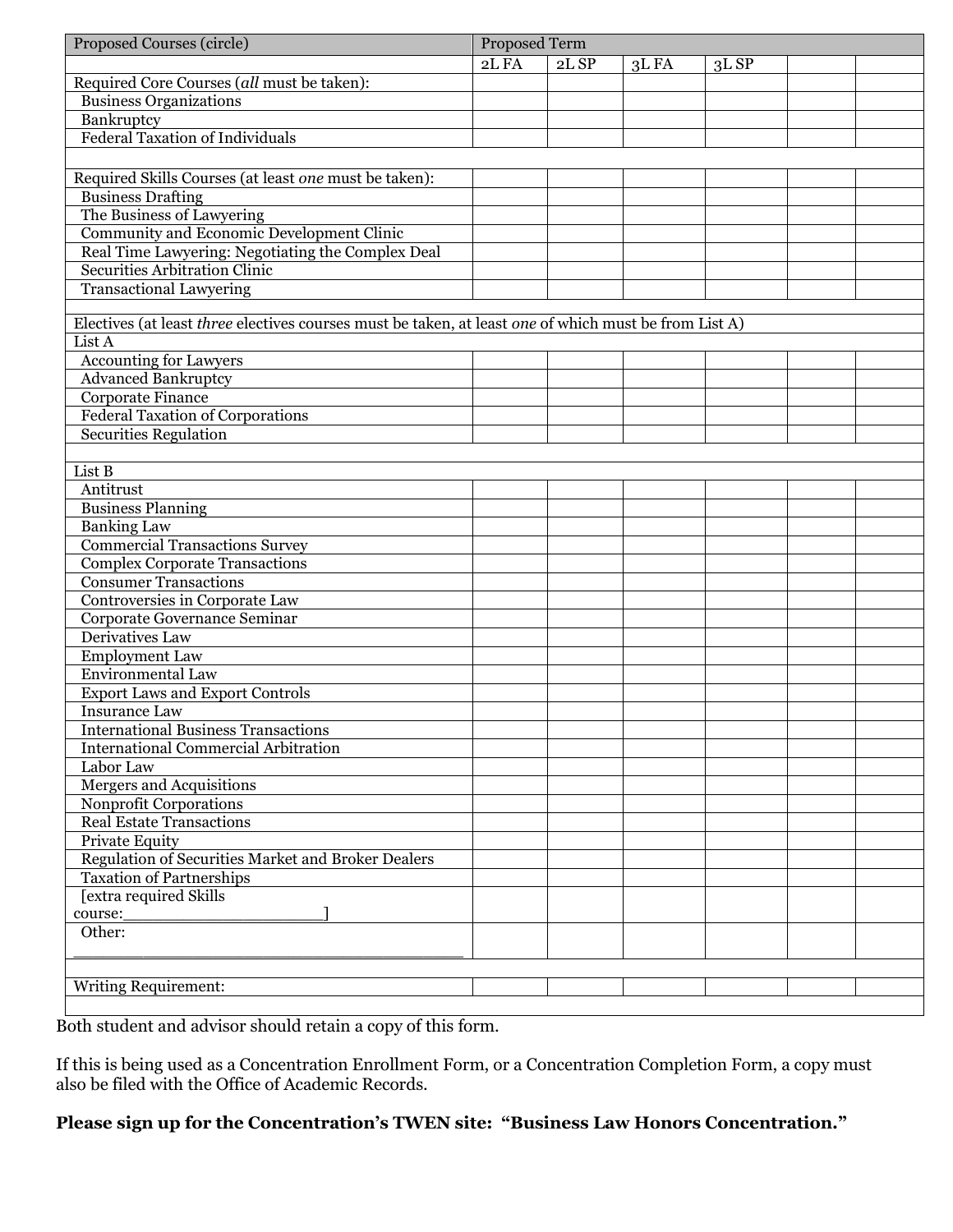| Proposed Courses (circle) | Proposed Term | | | | | |
|---|---|---|---|---|---|---|
| | 2L FA | 2L SP | 3L FA | 3L SP | | |
| Required Core Courses (*all* must be taken): | | | | | | |
| Business Organizations | | | | | | |
| Bankruptcy | | | | | | |
| Federal Taxation of Individuals | | | | | | |
| | | | | | | |
| Required Skills Courses (at least *one* must be taken): | | | | | | |
| Business Drafting | | | | | | |
| The Business of Lawyering | | | | | | |
| Community and Economic Development Clinic | | | | | | |
| Real Time Lawyering: Negotiating the Complex Deal | | | | | | |
| Securities Arbitration Clinic | | | | | | |
| Transactional Lawyering | | | | | | |
| | | | | | | |
| Electives (at least *three* electives courses must be taken, at least *one* of which must be from List A) | | | | | | |
| List A | | | | | | |
| Accounting for Lawyers | | | | | | |
| Advanced Bankruptcy | | | | | | |
| Corporate Finance | | | | | | |
| Federal Taxation of Corporations | | | | | | |
| Securities Regulation | | | | | | |
| | | | | | | |
| List B | | | | | | |
| Antitrust | | | | | | |
| Business Planning | | | | | | |
| Banking Law | | | | | | |
| Commercial Transactions Survey | | | | | | |
| Complex Corporate Transactions | | | | | | |
| Consumer Transactions | | | | | | |
| Controversies in Corporate Law | | | | | | |
| Corporate Governance Seminar | | | | | | |
| Derivatives Law | | | | | | |
| Employment Law | | | | | | |
| Environmental Law | | | | | | |
| Export Laws and Export Controls | | | | | | |
| Insurance Law | | | | | | |
| International Business Transactions | | | | | | |
| International Commercial Arbitration | | | | | | |
| Labor Law | | | | | | |
| Mergers and Acquisitions | | | | | | |
| Nonprofit Corporations | | | | | | |
| Real Estate Transactions | | | | | | |
| Private Equity | | | | | | |
| Regulation of Securities Market and Broker Dealers | | | | | | |
| Taxation of Partnerships | | | | | | |
| [extra required Skills course:_____________________] | | | | | | |
| Other: __________________________________________ | | | | | | |
| | | | | | | |
| Writing Requirement: | | | | | | |
| | | | | | | |

Both student and advisor should retain a copy of this form.

If this is being used as a Concentration Enrollment Form, or a Concentration Completion Form, a copy must also be filed with the Office of Academic Records.

**Please sign up for the Concentration's TWEN site: "Business Law Honors Concentration."**